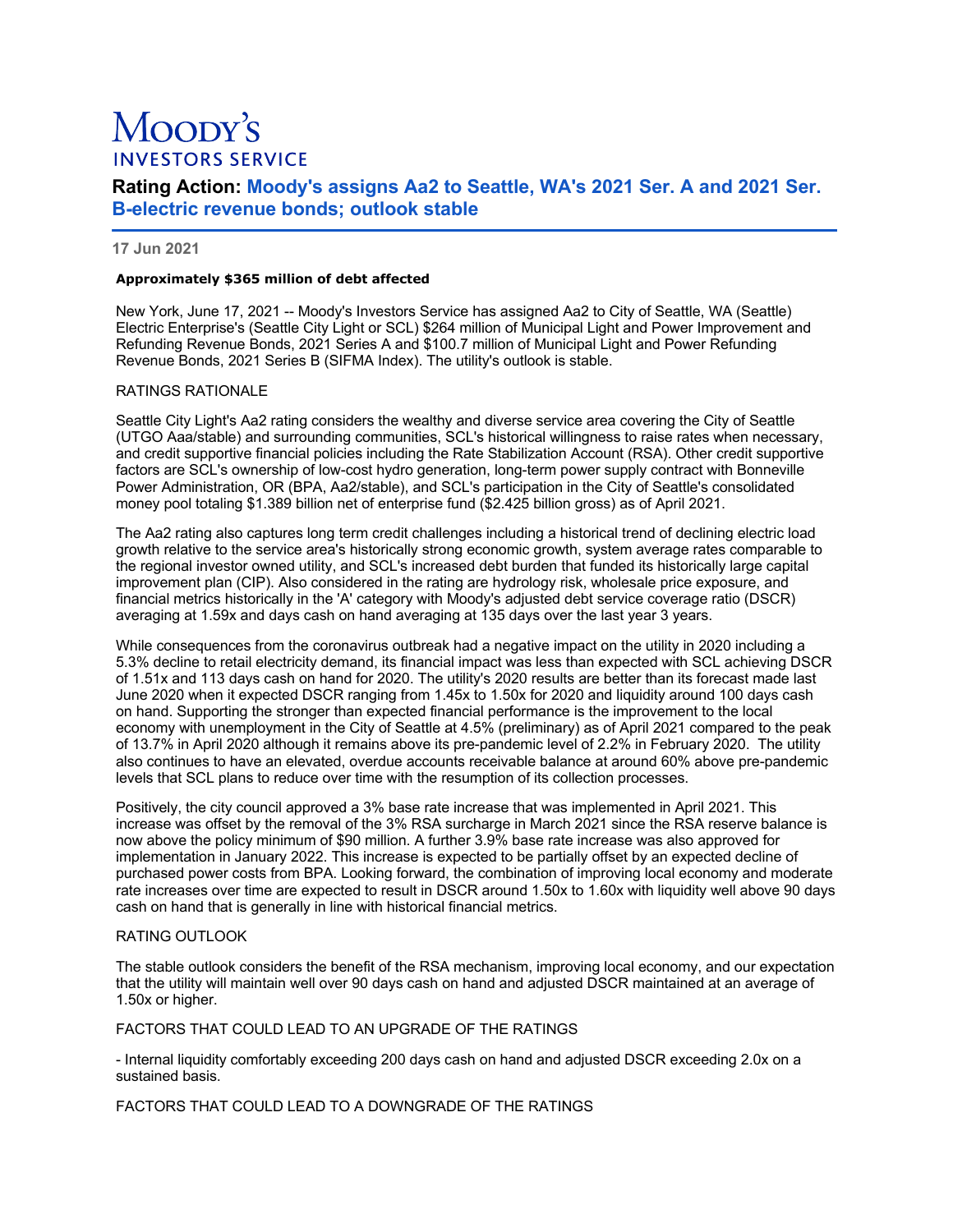# Moody's Investors Service

## Rating Action: Moody's assigns Aa2 to Seattle, WA's 2021 Ser. A and 2021 Ser. B-electric revenue bonds; outlook stable

**17 Jun 2021**

**Approximately $365 million of debt affected**

New York, June 17, 2021 -- Moody's Investors Service has assigned Aa2 to City of Seattle, WA (Seattle) Electric Enterprise's (Seattle City Light or SCL) $264 million of Municipal Light and Power Improvement and Refunding Revenue Bonds, 2021 Series A and $100.7 million of Municipal Light and Power Refunding Revenue Bonds, 2021 Series B (SIFMA Index). The utility's outlook is stable.

RATINGS RATIONALE

Seattle City Light's Aa2 rating considers the wealthy and diverse service area covering the City of Seattle (UTGO Aaa/stable) and surrounding communities, SCL's historical willingness to raise rates when necessary, and credit supportive financial policies including the Rate Stabilization Account (RSA). Other credit supportive factors are SCL's ownership of low-cost hydro generation, long-term power supply contract with Bonneville Power Administration, OR (BPA, Aa2/stable), and SCL's participation in the City of Seattle's consolidated money pool totaling $1.389 billion net of enterprise fund ($2.425 billion gross) as of April 2021.

The Aa2 rating also captures long term credit challenges including a historical trend of declining electric load growth relative to the service area's historically strong economic growth, system average rates comparable to the regional investor owned utility, and SCL's increased debt burden that funded its historically large capital improvement plan (CIP). Also considered in the rating are hydrology risk, wholesale price exposure, and financial metrics historically in the 'A' category with Moody's adjusted debt service coverage ratio (DSCR) averaging at 1.59x and days cash on hand averaging at 135 days over the last year 3 years.

While consequences from the coronavirus outbreak had a negative impact on the utility in 2020 including a 5.3% decline to retail electricity demand, its financial impact was less than expected with SCL achieving DSCR of 1.51x and 113 days cash on hand for 2020. The utility's 2020 results are better than its forecast made last June 2020 when it expected DSCR ranging from 1.45x to 1.50x for 2020 and liquidity around 100 days cash on hand. Supporting the stronger than expected financial performance is the improvement to the local economy with unemployment in the City of Seattle at 4.5% (preliminary) as of April 2021 compared to the peak of 13.7% in April 2020 although it remains above its pre-pandemic level of 2.2% in February 2020. The utility also continues to have an elevated, overdue accounts receivable balance at around 60% above pre-pandemic levels that SCL plans to reduce over time with the resumption of its collection processes.

Positively, the city council approved a 3% base rate increase that was implemented in April 2021. This increase was offset by the removal of the 3% RSA surcharge in March 2021 since the RSA reserve balance is now above the policy minimum of $90 million. A further 3.9% base rate increase was also approved for implementation in January 2022. This increase is expected to be partially offset by an expected decline of purchased power costs from BPA. Looking forward, the combination of improving local economy and moderate rate increases over time are expected to result in DSCR around 1.50x to 1.60x with liquidity well above 90 days cash on hand that is generally in line with historical financial metrics.

RATING OUTLOOK

The stable outlook considers the benefit of the RSA mechanism, improving local economy, and our expectation that the utility will maintain well over 90 days cash on hand and adjusted DSCR maintained at an average of 1.50x or higher.

FACTORS THAT COULD LEAD TO AN UPGRADE OF THE RATINGS

- Internal liquidity comfortably exceeding 200 days cash on hand and adjusted DSCR exceeding 2.0x on a sustained basis.

FACTORS THAT COULD LEAD TO A DOWNGRADE OF THE RATINGS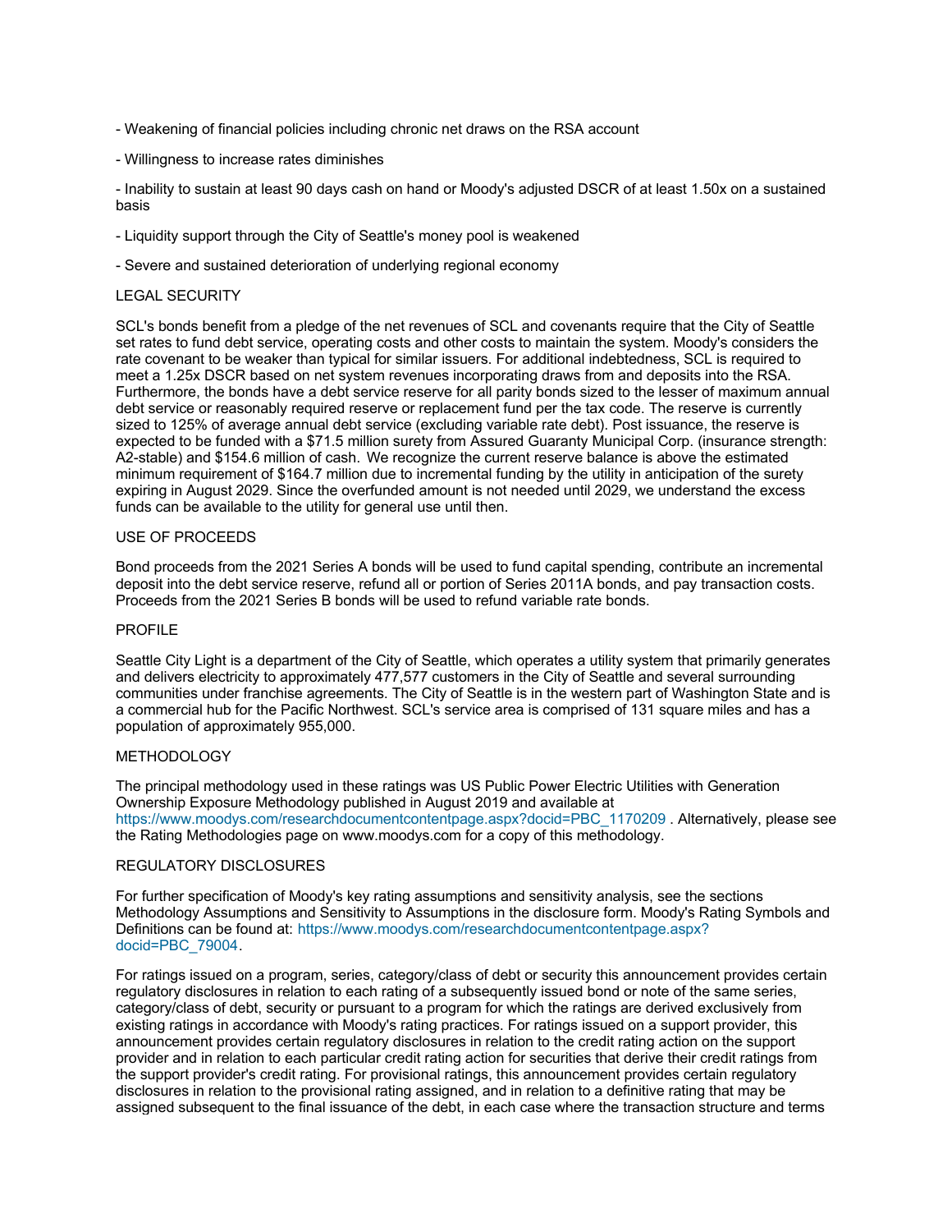- Weakening of financial policies including chronic net draws on the RSA account

- Willingness to increase rates diminishes

- Inability to sustain at least 90 days cash on hand or Moody's adjusted DSCR of at least 1.50x on a sustained basis

- Liquidity support through the City of Seattle's money pool is weakened

- Severe and sustained deterioration of underlying regional economy

LEGAL SECURITY

SCL's bonds benefit from a pledge of the net revenues of SCL and covenants require that the City of Seattle set rates to fund debt service, operating costs and other costs to maintain the system. Moody's considers the rate covenant to be weaker than typical for similar issuers. For additional indebtedness, SCL is required to meet a 1.25x DSCR based on net system revenues incorporating draws from and deposits into the RSA. Furthermore, the bonds have a debt service reserve for all parity bonds sized to the lesser of maximum annual debt service or reasonably required reserve or replacement fund per the tax code. The reserve is currently sized to 125% of average annual debt service (excluding variable rate debt). Post issuance, the reserve is expected to be funded with a $71.5 million surety from Assured Guaranty Municipal Corp. (insurance strength: A2-stable) and $154.6 million of cash. We recognize the current reserve balance is above the estimated minimum requirement of $164.7 million due to incremental funding by the utility in anticipation of the surety expiring in August 2029. Since the overfunded amount is not needed until 2029, we understand the excess funds can be available to the utility for general use until then.

USE OF PROCEEDS

Bond proceeds from the 2021 Series A bonds will be used to fund capital spending, contribute an incremental deposit into the debt service reserve, refund all or portion of Series 2011A bonds, and pay transaction costs. Proceeds from the 2021 Series B bonds will be used to refund variable rate bonds.

PROFILE

Seattle City Light is a department of the City of Seattle, which operates a utility system that primarily generates and delivers electricity to approximately 477,577 customers in the City of Seattle and several surrounding communities under franchise agreements. The City of Seattle is in the western part of Washington State and is a commercial hub for the Pacific Northwest. SCL's service area is comprised of 131 square miles and has a population of approximately 955,000.

METHODOLOGY

The principal methodology used in these ratings was US Public Power Electric Utilities with Generation Ownership Exposure Methodology published in August 2019 and available at https://www.moodys.com/researchdocumentcontentpage.aspx?docid=PBC_1170209 . Alternatively, please see the Rating Methodologies page on www.moodys.com for a copy of this methodology.

REGULATORY DISCLOSURES

For further specification of Moody's key rating assumptions and sensitivity analysis, see the sections Methodology Assumptions and Sensitivity to Assumptions in the disclosure form. Moody's Rating Symbols and Definitions can be found at: https://www.moodys.com/researchdocumentcontentpage.aspx?docid=PBC_79004.

For ratings issued on a program, series, category/class of debt or security this announcement provides certain regulatory disclosures in relation to each rating of a subsequently issued bond or note of the same series, category/class of debt, security or pursuant to a program for which the ratings are derived exclusively from existing ratings in accordance with Moody's rating practices. For ratings issued on a support provider, this announcement provides certain regulatory disclosures in relation to the credit rating action on the support provider and in relation to each particular credit rating action for securities that derive their credit ratings from the support provider's credit rating. For provisional ratings, this announcement provides certain regulatory disclosures in relation to the provisional rating assigned, and in relation to a definitive rating that may be assigned subsequent to the final issuance of the debt, in each case where the transaction structure and terms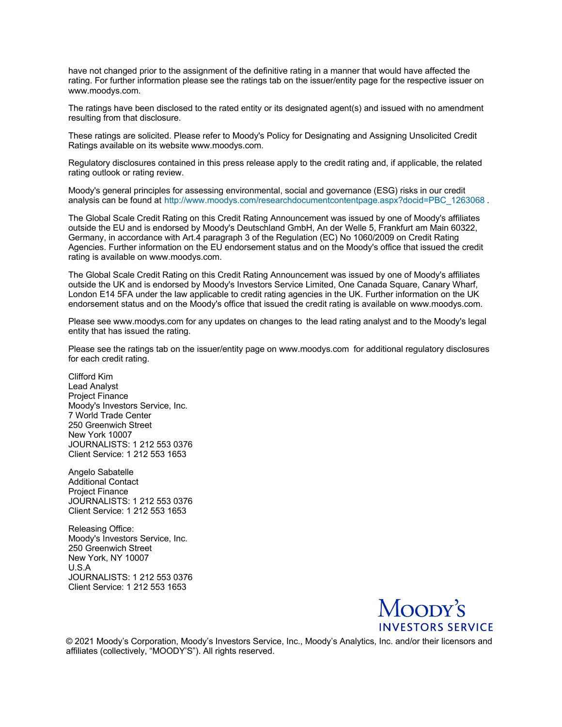have not changed prior to the assignment of the definitive rating in a manner that would have affected the rating. For further information please see the ratings tab on the issuer/entity page for the respective issuer on www.moodys.com.

The ratings have been disclosed to the rated entity or its designated agent(s) and issued with no amendment resulting from that disclosure.

These ratings are solicited. Please refer to Moody's Policy for Designating and Assigning Unsolicited Credit Ratings available on its website www.moodys.com.

Regulatory disclosures contained in this press release apply to the credit rating and, if applicable, the related rating outlook or rating review.

Moody's general principles for assessing environmental, social and governance (ESG) risks in our credit analysis can be found at http://www.moodys.com/researchdocumentcontentpage.aspx?docid=PBC_1263068 .

The Global Scale Credit Rating on this Credit Rating Announcement was issued by one of Moody's affiliates outside the EU and is endorsed by Moody's Deutschland GmbH, An der Welle 5, Frankfurt am Main 60322, Germany, in accordance with Art.4 paragraph 3 of the Regulation (EC) No 1060/2009 on Credit Rating Agencies. Further information on the EU endorsement status and on the Moody's office that issued the credit rating is available on www.moodys.com.

The Global Scale Credit Rating on this Credit Rating Announcement was issued by one of Moody's affiliates outside the UK and is endorsed by Moody's Investors Service Limited, One Canada Square, Canary Wharf, London E14 5FA under the law applicable to credit rating agencies in the UK. Further information on the UK endorsement status and on the Moody's office that issued the credit rating is available on www.moodys.com.

Please see www.moodys.com for any updates on changes to the lead rating analyst and to the Moody's legal entity that has issued the rating.

Please see the ratings tab on the issuer/entity page on www.moodys.com for additional regulatory disclosures for each credit rating.

Clifford Kim
Lead Analyst
Project Finance
Moody's Investors Service, Inc.
7 World Trade Center
250 Greenwich Street
New York 10007
JOURNALISTS: 1 212 553 0376
Client Service: 1 212 553 1653

Angelo Sabatelle
Additional Contact
Project Finance
JOURNALISTS: 1 212 553 0376
Client Service: 1 212 553 1653

Releasing Office:
Moody's Investors Service, Inc.
250 Greenwich Street
New York, NY 10007
U.S.A
JOURNALISTS: 1 212 553 0376
Client Service: 1 212 553 1653

MOODY'S
INVESTORS SERVICE

© 2021 Moody's Corporation, Moody's Investors Service, Inc., Moody's Analytics, Inc. and/or their licensors and affiliates (collectively, "MOODY'S"). All rights reserved.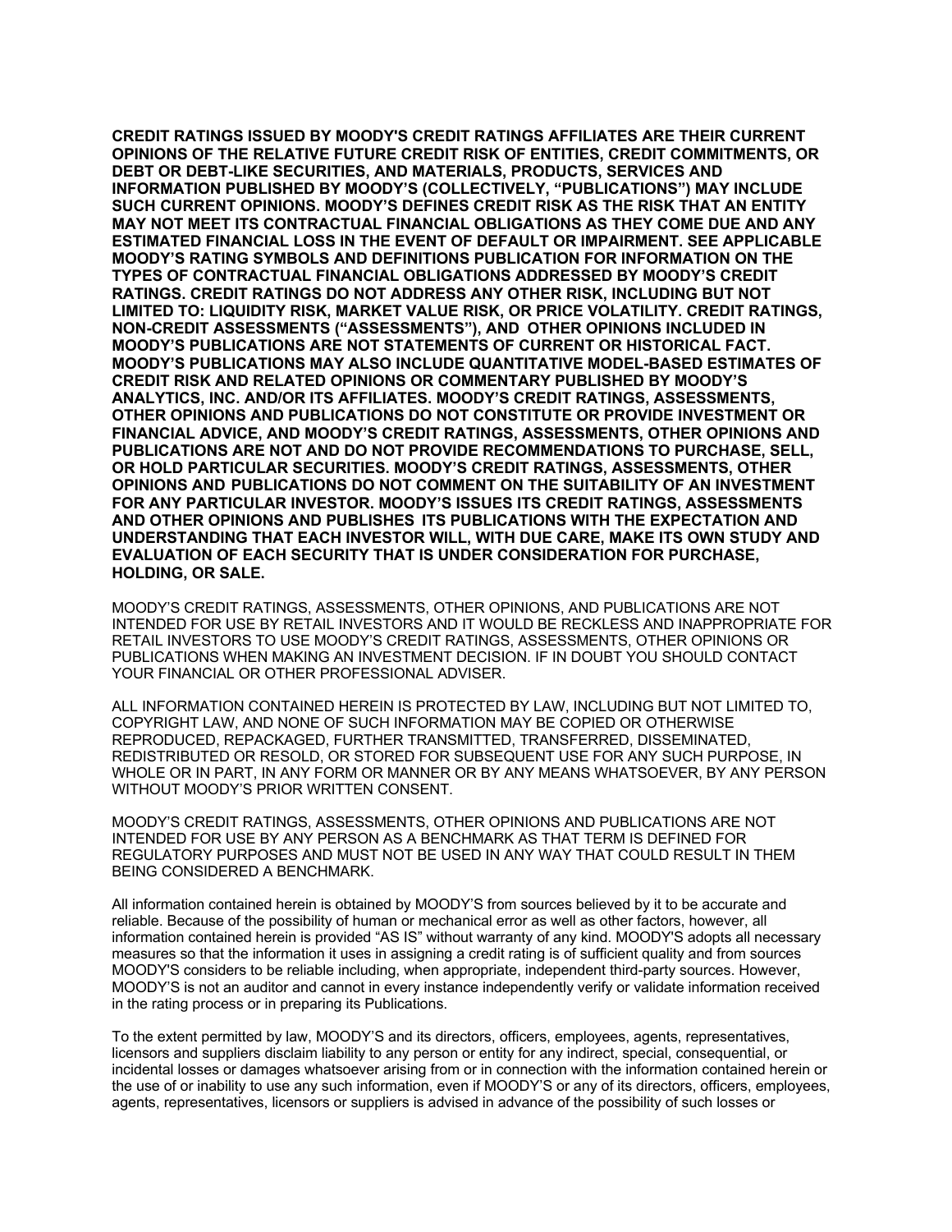**CREDIT RATINGS ISSUED BY MOODY'S CREDIT RATINGS AFFILIATES ARE THEIR CURRENT OPINIONS OF THE RELATIVE FUTURE CREDIT RISK OF ENTITIES, CREDIT COMMITMENTS, OR DEBT OR DEBT-LIKE SECURITIES, AND MATERIALS, PRODUCTS, SERVICES AND INFORMATION PUBLISHED BY MOODY'S (COLLECTIVELY, "PUBLICATIONS") MAY INCLUDE SUCH CURRENT OPINIONS. MOODY'S DEFINES CREDIT RISK AS THE RISK THAT AN ENTITY MAY NOT MEET ITS CONTRACTUAL FINANCIAL OBLIGATIONS AS THEY COME DUE AND ANY ESTIMATED FINANCIAL LOSS IN THE EVENT OF DEFAULT OR IMPAIRMENT. SEE APPLICABLE MOODY'S RATING SYMBOLS AND DEFINITIONS PUBLICATION FOR INFORMATION ON THE TYPES OF CONTRACTUAL FINANCIAL OBLIGATIONS ADDRESSED BY MOODY'S CREDIT RATINGS. CREDIT RATINGS DO NOT ADDRESS ANY OTHER RISK, INCLUDING BUT NOT LIMITED TO: LIQUIDITY RISK, MARKET VALUE RISK, OR PRICE VOLATILITY. CREDIT RATINGS, NON-CREDIT ASSESSMENTS ("ASSESSMENTS"), AND OTHER OPINIONS INCLUDED IN MOODY'S PUBLICATIONS ARE NOT STATEMENTS OF CURRENT OR HISTORICAL FACT. MOODY'S PUBLICATIONS MAY ALSO INCLUDE QUANTITATIVE MODEL-BASED ESTIMATES OF CREDIT RISK AND RELATED OPINIONS OR COMMENTARY PUBLISHED BY MOODY'S ANALYTICS, INC. AND/OR ITS AFFILIATES. MOODY'S CREDIT RATINGS, ASSESSMENTS, OTHER OPINIONS AND PUBLICATIONS DO NOT CONSTITUTE OR PROVIDE INVESTMENT OR FINANCIAL ADVICE, AND MOODY'S CREDIT RATINGS, ASSESSMENTS, OTHER OPINIONS AND PUBLICATIONS ARE NOT AND DO NOT PROVIDE RECOMMENDATIONS TO PURCHASE, SELL, OR HOLD PARTICULAR SECURITIES. MOODY'S CREDIT RATINGS, ASSESSMENTS, OTHER OPINIONS AND PUBLICATIONS DO NOT COMMENT ON THE SUITABILITY OF AN INVESTMENT FOR ANY PARTICULAR INVESTOR. MOODY'S ISSUES ITS CREDIT RATINGS, ASSESSMENTS AND OTHER OPINIONS AND PUBLISHES ITS PUBLICATIONS WITH THE EXPECTATION AND UNDERSTANDING THAT EACH INVESTOR WILL, WITH DUE CARE, MAKE ITS OWN STUDY AND EVALUATION OF EACH SECURITY THAT IS UNDER CONSIDERATION FOR PURCHASE, HOLDING, OR SALE.**

MOODY'S CREDIT RATINGS, ASSESSMENTS, OTHER OPINIONS, AND PUBLICATIONS ARE NOT INTENDED FOR USE BY RETAIL INVESTORS AND IT WOULD BE RECKLESS AND INAPPROPRIATE FOR RETAIL INVESTORS TO USE MOODY'S CREDIT RATINGS, ASSESSMENTS, OTHER OPINIONS OR PUBLICATIONS WHEN MAKING AN INVESTMENT DECISION. IF IN DOUBT YOU SHOULD CONTACT YOUR FINANCIAL OR OTHER PROFESSIONAL ADVISER.

ALL INFORMATION CONTAINED HEREIN IS PROTECTED BY LAW, INCLUDING BUT NOT LIMITED TO, COPYRIGHT LAW, AND NONE OF SUCH INFORMATION MAY BE COPIED OR OTHERWISE REPRODUCED, REPACKAGED, FURTHER TRANSMITTED, TRANSFERRED, DISSEMINATED, REDISTRIBUTED OR RESOLD, OR STORED FOR SUBSEQUENT USE FOR ANY SUCH PURPOSE, IN WHOLE OR IN PART, IN ANY FORM OR MANNER OR BY ANY MEANS WHATSOEVER, BY ANY PERSON WITHOUT MOODY'S PRIOR WRITTEN CONSENT.

MOODY'S CREDIT RATINGS, ASSESSMENTS, OTHER OPINIONS AND PUBLICATIONS ARE NOT INTENDED FOR USE BY ANY PERSON AS A BENCHMARK AS THAT TERM IS DEFINED FOR REGULATORY PURPOSES AND MUST NOT BE USED IN ANY WAY THAT COULD RESULT IN THEM BEING CONSIDERED A BENCHMARK.

All information contained herein is obtained by MOODY'S from sources believed by it to be accurate and reliable. Because of the possibility of human or mechanical error as well as other factors, however, all information contained herein is provided "AS IS" without warranty of any kind. MOODY'S adopts all necessary measures so that the information it uses in assigning a credit rating is of sufficient quality and from sources MOODY'S considers to be reliable including, when appropriate, independent third-party sources. However, MOODY'S is not an auditor and cannot in every instance independently verify or validate information received in the rating process or in preparing its Publications.

To the extent permitted by law, MOODY'S and its directors, officers, employees, agents, representatives, licensors and suppliers disclaim liability to any person or entity for any indirect, special, consequential, or incidental losses or damages whatsoever arising from or in connection with the information contained herein or the use of or inability to use any such information, even if MOODY'S or any of its directors, officers, employees, agents, representatives, licensors or suppliers is advised in advance of the possibility of such losses or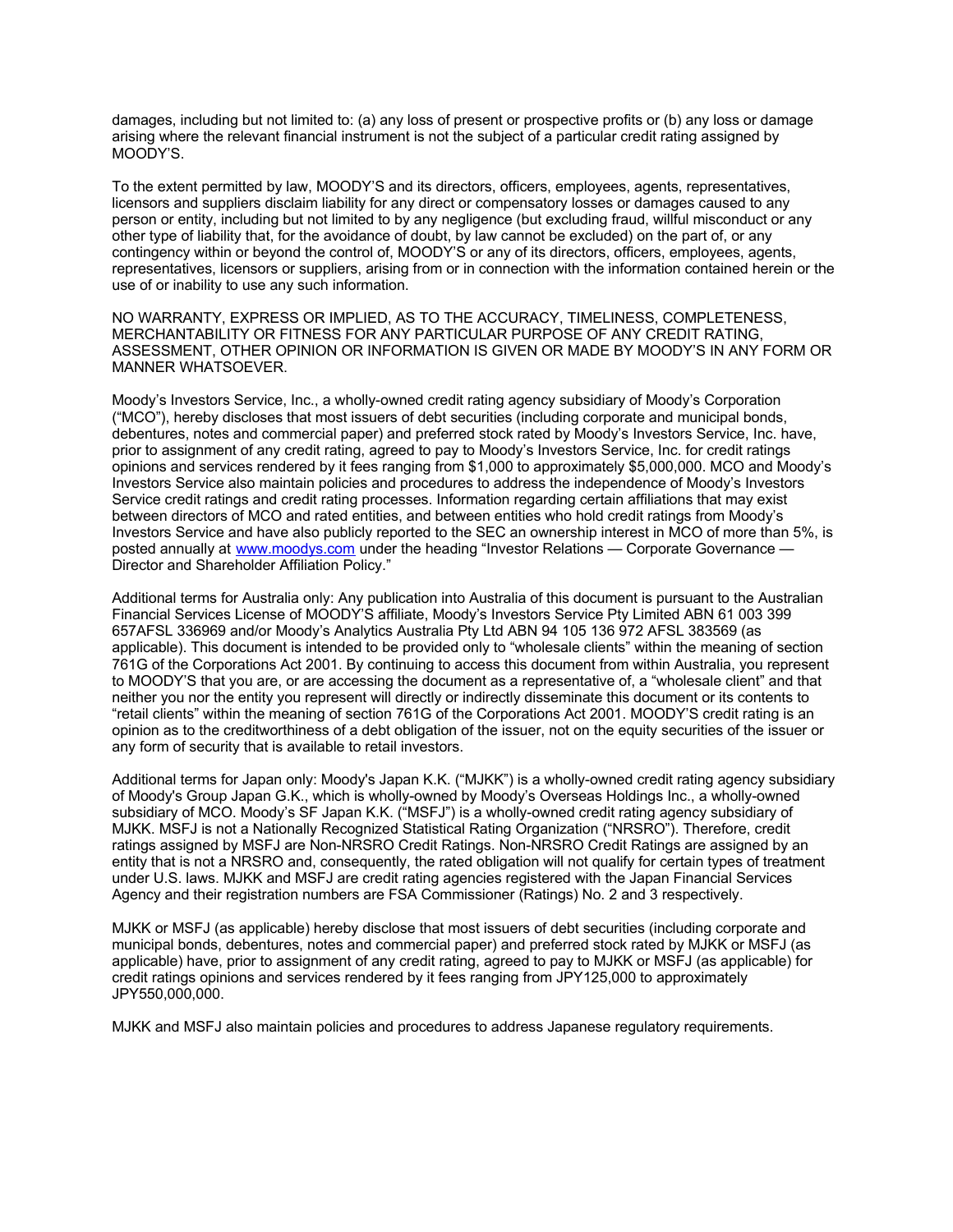damages, including but not limited to: (a) any loss of present or prospective profits or (b) any loss or damage arising where the relevant financial instrument is not the subject of a particular credit rating assigned by MOODY'S.

To the extent permitted by law, MOODY'S and its directors, officers, employees, agents, representatives, licensors and suppliers disclaim liability for any direct or compensatory losses or damages caused to any person or entity, including but not limited to by any negligence (but excluding fraud, willful misconduct or any other type of liability that, for the avoidance of doubt, by law cannot be excluded) on the part of, or any contingency within or beyond the control of, MOODY'S or any of its directors, officers, employees, agents, representatives, licensors or suppliers, arising from or in connection with the information contained herein or the use of or inability to use any such information.

NO WARRANTY, EXPRESS OR IMPLIED, AS TO THE ACCURACY, TIMELINESS, COMPLETENESS, MERCHANTABILITY OR FITNESS FOR ANY PARTICULAR PURPOSE OF ANY CREDIT RATING, ASSESSMENT, OTHER OPINION OR INFORMATION IS GIVEN OR MADE BY MOODY'S IN ANY FORM OR MANNER WHATSOEVER.

Moody's Investors Service, Inc., a wholly-owned credit rating agency subsidiary of Moody's Corporation ("MCO"), hereby discloses that most issuers of debt securities (including corporate and municipal bonds, debentures, notes and commercial paper) and preferred stock rated by Moody's Investors Service, Inc. have, prior to assignment of any credit rating, agreed to pay to Moody's Investors Service, Inc. for credit ratings opinions and services rendered by it fees ranging from $1,000 to approximately $5,000,000. MCO and Moody's Investors Service also maintain policies and procedures to address the independence of Moody's Investors Service credit ratings and credit rating processes. Information regarding certain affiliations that may exist between directors of MCO and rated entities, and between entities who hold credit ratings from Moody's Investors Service and have also publicly reported to the SEC an ownership interest in MCO of more than 5%, is posted annually at www.moodys.com under the heading "Investor Relations — Corporate Governance — Director and Shareholder Affiliation Policy."

Additional terms for Australia only: Any publication into Australia of this document is pursuant to the Australian Financial Services License of MOODY'S affiliate, Moody's Investors Service Pty Limited ABN 61 003 399 657AFSL 336969 and/or Moody's Analytics Australia Pty Ltd ABN 94 105 136 972 AFSL 383569 (as applicable). This document is intended to be provided only to "wholesale clients" within the meaning of section 761G of the Corporations Act 2001. By continuing to access this document from within Australia, you represent to MOODY'S that you are, or are accessing the document as a representative of, a "wholesale client" and that neither you nor the entity you represent will directly or indirectly disseminate this document or its contents to "retail clients" within the meaning of section 761G of the Corporations Act 2001. MOODY'S credit rating is an opinion as to the creditworthiness of a debt obligation of the issuer, not on the equity securities of the issuer or any form of security that is available to retail investors.

Additional terms for Japan only: Moody's Japan K.K. ("MJKK") is a wholly-owned credit rating agency subsidiary of Moody's Group Japan G.K., which is wholly-owned by Moody's Overseas Holdings Inc., a wholly-owned subsidiary of MCO. Moody's SF Japan K.K. ("MSFJ") is a wholly-owned credit rating agency subsidiary of MJKK. MSFJ is not a Nationally Recognized Statistical Rating Organization ("NRSRO"). Therefore, credit ratings assigned by MSFJ are Non-NRSRO Credit Ratings. Non-NRSRO Credit Ratings are assigned by an entity that is not a NRSRO and, consequently, the rated obligation will not qualify for certain types of treatment under U.S. laws. MJKK and MSFJ are credit rating agencies registered with the Japan Financial Services Agency and their registration numbers are FSA Commissioner (Ratings) No. 2 and 3 respectively.

MJKK or MSFJ (as applicable) hereby disclose that most issuers of debt securities (including corporate and municipal bonds, debentures, notes and commercial paper) and preferred stock rated by MJKK or MSFJ (as applicable) have, prior to assignment of any credit rating, agreed to pay to MJKK or MSFJ (as applicable) for credit ratings opinions and services rendered by it fees ranging from JPY125,000 to approximately JPY550,000,000.

MJKK and MSFJ also maintain policies and procedures to address Japanese regulatory requirements.